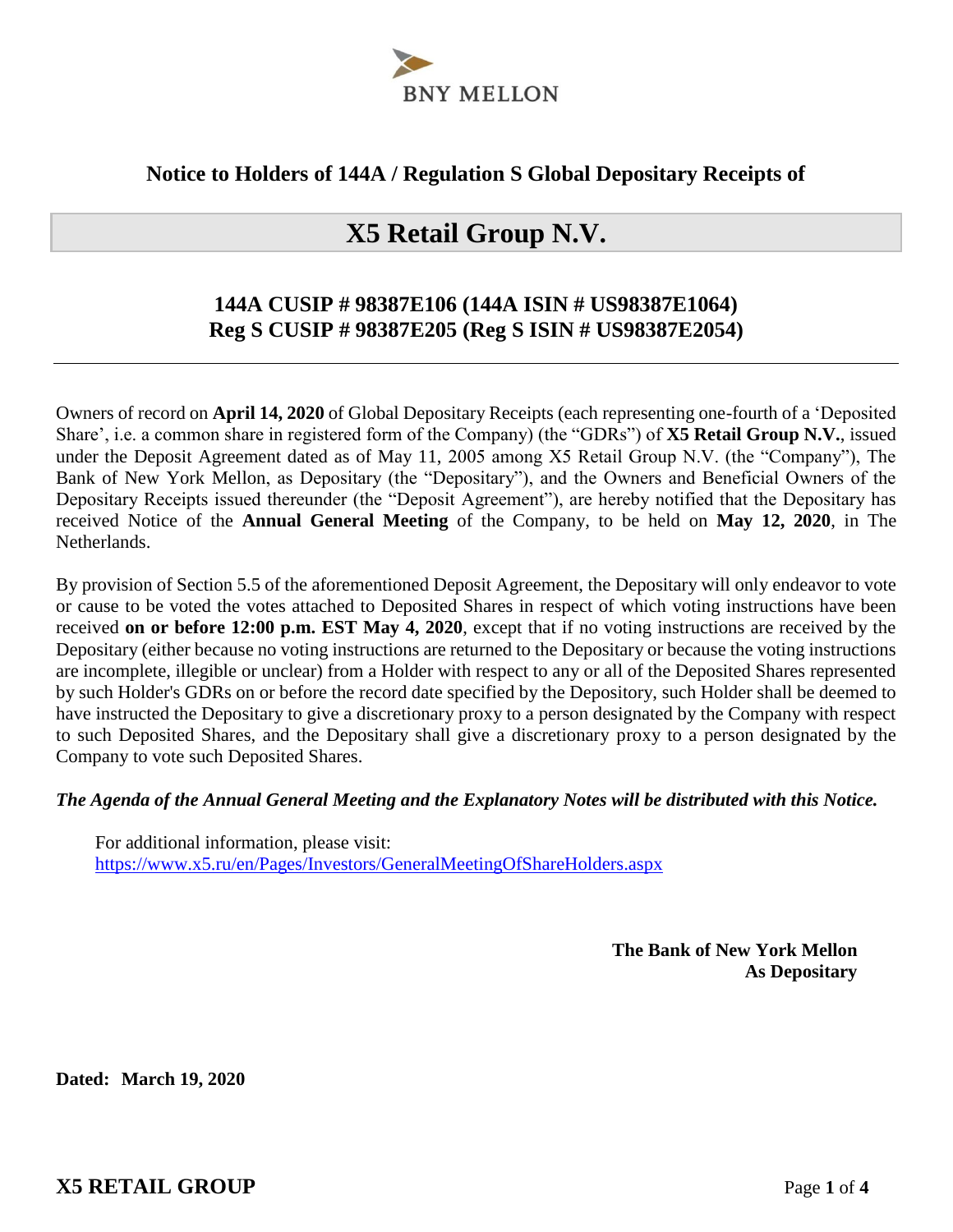BNY MELLON

## Notice to Holders of 144A / Regulation S Global Depositary Receipts of

# X5 Retail Group N.V.

### 144A CUSIP # 98387E106 (144A ISIN # US98387E1064)
### Reg S CUSIP # 98387E205 (Reg S ISIN # US98387E2054)

---

Owners of record on **April 14, 2020** of Global Depositary Receipts (each representing one-fourth of a 'Deposited Share', i.e. a common share in registered form of the Company) (the "GDRs") of **X5 Retail Group N.V.**, issued under the Deposit Agreement dated as of May 11, 2005 among X5 Retail Group N.V. (the "Company"), The Bank of New York Mellon, as Depositary (the "Depositary"), and the Owners and Beneficial Owners of the Depositary Receipts issued thereunder (the "Deposit Agreement"), are hereby notified that the Depositary has received Notice of the **Annual General Meeting** of the Company, to be held on **May 12, 2020**, in The Netherlands.

By provision of Section 5.5 of the aforementioned Deposit Agreement, the Depositary will only endeavor to vote or cause to be voted the votes attached to Deposited Shares in respect of which voting instructions have been received **on or before 12:00 p.m. EST May 4, 2020**, except that if no voting instructions are received by the Depositary (either because no voting instructions are returned to the Depositary or because the voting instructions are incomplete, illegible or unclear) from a Holder with respect to any or all of the Deposited Shares represented by such Holder's GDRs on or before the record date specified by the Depository, such Holder shall be deemed to have instructed the Depositary to give a discretionary proxy to a person designated by the Company with respect to such Deposited Shares, and the Depositary shall give a discretionary proxy to a person designated by the Company to vote such Deposited Shares.

***The Agenda of the Annual General Meeting and the Explanatory Notes will be distributed with this Notice.***

For additional information, please visit:
https://www.x5.ru/en/Pages/Investors/GeneralMeetingOfShareHolders.aspx

**The Bank of New York Mellon**
**As Depositary**

**Dated: March 19, 2020**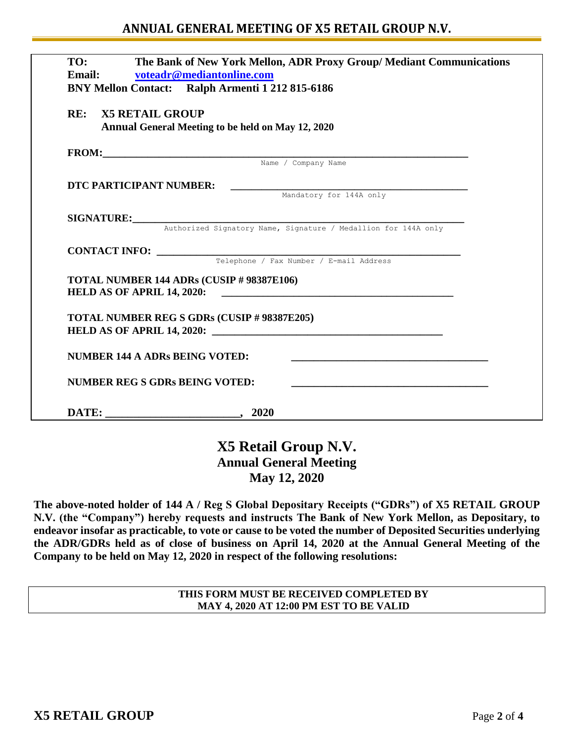## ANNUAL GENERAL MEETING OF X5 RETAIL GROUP N.V.

**TO:** **The Bank of New York Mellon, ADR Proxy Group/ Mediant Communications**
**Email:** **voteadr@mediantonline.com**
**BNY Mellon Contact: Ralph Armenti 1 212 815-6186**

**RE: X5 RETAIL GROUP**
**Annual General Meeting to be held on May 12, 2020**

**FROM:**______________________________________________
Name / Company Name

**DTC PARTICIPANT NUMBER:** ______________________________
Mandatory for 144A only

**SIGNATURE:**______________________________________________
Authorized Signatory Name, Signature / Medallion for 144A only

**CONTACT INFO:** ______________________________________
Telephone / Fax Number / E-mail Address

**TOTAL NUMBER 144 ADRs (CUSIP # 98387E106)**
**HELD AS OF APRIL 14, 2020:** ______________________________

**TOTAL NUMBER REG S GDRs (CUSIP # 98387E205)**
**HELD AS OF APRIL 14, 2020:** ______________________________

**NUMBER 144 A ADRs BEING VOTED:** ______________________________

**NUMBER REG S GDRs BEING VOTED:** ______________________________

**DATE:** ________________________, **2020**

# X5 Retail Group N.V.
## Annual General Meeting
## May 12, 2020

**The above-noted holder of 144 A / Reg S Global Depositary Receipts ("GDRs") of X5 RETAIL GROUP N.V. (the "Company") hereby requests and instructs The Bank of New York Mellon, as Depositary, to endeavor insofar as practicable, to vote or cause to be voted the number of Deposited Securities underlying the ADR/GDRs held as of close of business on April 14, 2020 at the Annual General Meeting of the Company to be held on May 12, 2020 in respect of the following resolutions:**

**THIS FORM MUST BE RECEIVED COMPLETED BY**
**MAY 4, 2020 AT 12:00 PM EST TO BE VALID**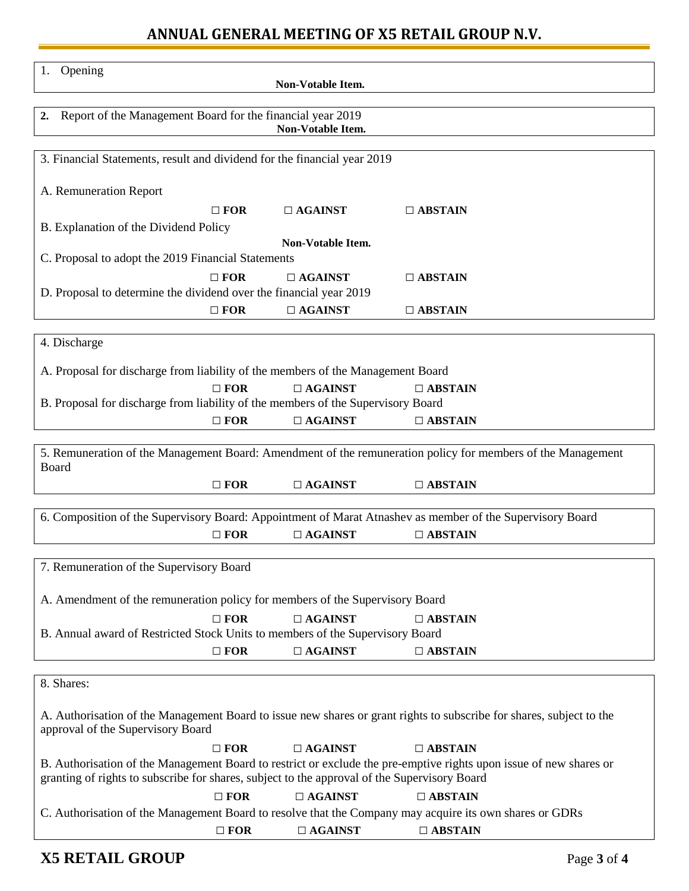# ANNUAL GENERAL MEETING OF X5 RETAIL GROUP N.V.

1. Opening

**Non-Votable Item.**

**2.** Report of the Management Board for the financial year 2019

**Non-Votable Item.**

3. Financial Statements, result and dividend for the financial year 2019

A. Remuneration Report

☐ **FOR** ☐ **AGAINST** ☐ **ABSTAIN**

B. Explanation of the Dividend Policy

**Non-Votable Item.**

C. Proposal to adopt the 2019 Financial Statements

☐ **FOR** ☐ **AGAINST** ☐ **ABSTAIN**

D. Proposal to determine the dividend over the financial year 2019

☐ **FOR** ☐ **AGAINST** ☐ **ABSTAIN**

4. Discharge

A. Proposal for discharge from liability of the members of the Management Board

☐ **FOR** ☐ **AGAINST** ☐ **ABSTAIN**

B. Proposal for discharge from liability of the members of the Supervisory Board

☐ **FOR** ☐ **AGAINST** ☐ **ABSTAIN**

5. Remuneration of the Management Board: Amendment of the remuneration policy for members of the Management Board

☐ **FOR** ☐ **AGAINST** ☐ **ABSTAIN**

6. Composition of the Supervisory Board: Appointment of Marat Atnashev as member of the Supervisory Board

☐ **FOR** ☐ **AGAINST** ☐ **ABSTAIN**

7. Remuneration of the Supervisory Board

A. Amendment of the remuneration policy for members of the Supervisory Board

☐ **FOR** ☐ **AGAINST** ☐ **ABSTAIN**

B. Annual award of Restricted Stock Units to members of the Supervisory Board

☐ **FOR** ☐ **AGAINST** ☐ **ABSTAIN**

8. Shares:

A. Authorisation of the Management Board to issue new shares or grant rights to subscribe for shares, subject to the approval of the Supervisory Board

☐ **FOR** ☐ **AGAINST** ☐ **ABSTAIN**

B. Authorisation of the Management Board to restrict or exclude the pre-emptive rights upon issue of new shares or granting of rights to subscribe for shares, subject to the approval of the Supervisory Board

☐ **FOR** ☐ **AGAINST** ☐ **ABSTAIN**

C. Authorisation of the Management Board to resolve that the Company may acquire its own shares or GDRs

☐ **FOR** ☐ **AGAINST** ☐ **ABSTAIN**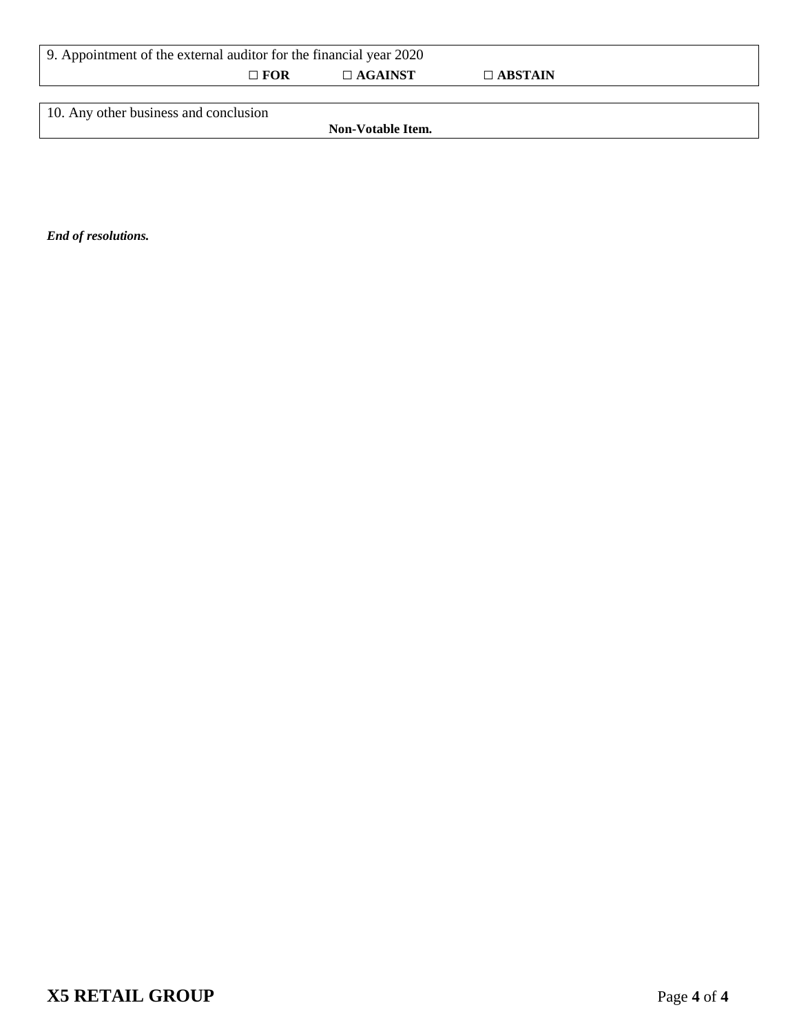| 9. Appointment of the external auditor for the financial year 2020 |
| --- |
| **☐ FOR** **☐ AGAINST** **☐ ABSTAIN** |

| 10. Any other business and conclusion |
| --- |
| **Non-Votable Item.** |

***End of resolutions.***